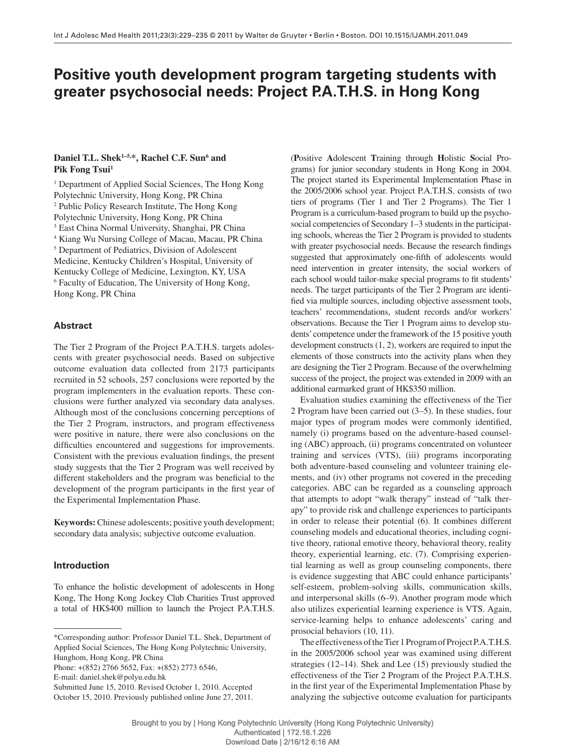# Positive youth development program targeting students with greater psychosocial needs: Project P.A.T.H.S. in Hong Kong

**Daniel T.L. Shek[1–5,*], Rachel C.F. Sun[6] and Pik Fong Tsui[1]**

[1] Department of Applied Social Sciences, The Hong Kong Polytechnic University, Hong Kong, PR China
[2] Public Policy Research Institute, The Hong Kong Polytechnic University, Hong Kong, PR China
[3] East China Normal University, Shanghai, PR China
[4] Kiang Wu Nursing College of Macau, Macau, PR China
[5] Department of Pediatrics, Division of Adolescent Medicine, Kentucky Children's Hospital, University of Kentucky College of Medicine, Lexington, KY, USA
[6] Faculty of Education, The University of Hong Kong, Hong Kong, PR China

## Abstract

The Tier 2 Program of the Project P.A.T.H.S. targets adolescents with greater psychosocial needs. Based on subjective outcome evaluation data collected from 2173 participants recruited in 52 schools, 257 conclusions were reported by the program implementers in the evaluation reports. These conclusions were further analyzed via secondary data analyses. Although most of the conclusions concerning perceptions of the Tier 2 Program, instructors, and program effectiveness were positive in nature, there were also conclusions on the difficulties encountered and suggestions for improvements. Consistent with the previous evaluation findings, the present study suggests that the Tier 2 Program was well received by different stakeholders and the program was beneficial to the development of the program participants in the first year of the Experimental Implementation Phase.

**Keywords:** Chinese adolescents; positive youth development; secondary data analysis; subjective outcome evaluation.

## Introduction

To enhance the holistic development of adolescents in Hong Kong, The Hong Kong Jockey Club Charities Trust approved a total of HK$400 million to launch the Project P.A.T.H.S. (**P**ositive **A**dolescent **T**raining through **H**olistic **S**ocial Programs) for junior secondary students in Hong Kong in 2004. The project started its Experimental Implementation Phase in the 2005/2006 school year. Project P.A.T.H.S. consists of two tiers of programs (Tier 1 and Tier 2 Programs). The Tier 1 Program is a curriculum-based program to build up the psychosocial competencies of Secondary 1–3 students in the participating schools, whereas the Tier 2 Program is provided to students with greater psychosocial needs. Because the research findings suggested that approximately one-fifth of adolescents would need intervention in greater intensity, the social workers of each school would tailor-make special programs to fit students' needs. The target participants of the Tier 2 Program are identified via multiple sources, including objective assessment tools, teachers' recommendations, student records and/or workers' observations. Because the Tier 1 Program aims to develop students' competence under the framework of the 15 positive youth development constructs (1, 2), workers are required to input the elements of those constructs into the activity plans when they are designing the Tier 2 Program. Because of the overwhelming success of the project, the project was extended in 2009 with an additional earmarked grant of HK$350 million.

Evaluation studies examining the effectiveness of the Tier 2 Program have been carried out (3–5). In these studies, four major types of program modes were commonly identified, namely (i) programs based on the adventure-based counseling (ABC) approach, (ii) programs concentrated on volunteer training and services (VTS), (iii) programs incorporating both adventure-based counseling and volunteer training elements, and (iv) other programs not covered in the preceding categories. ABC can be regarded as a counseling approach that attempts to adopt "walk therapy" instead of "talk therapy" to provide risk and challenge experiences to participants in order to release their potential (6). It combines different counseling models and educational theories, including cognitive theory, rational emotive theory, behavioral theory, reality theory, experiential learning, etc. (7). Comprising experiential learning as well as group counseling components, there is evidence suggesting that ABC could enhance participants' self-esteem, problem-solving skills, communication skills, and interpersonal skills (6–9). Another program mode which also utilizes experiential learning experience is VTS. Again, service-learning helps to enhance adolescents' caring and prosocial behaviors (10, 11).

The effectiveness of the Tier 1 Program of Project P.A.T.H.S. in the 2005/2006 school year was examined using different strategies (12–14). Shek and Lee (15) previously studied the effectiveness of the Tier 2 Program of the Project P.A.T.H.S. in the first year of the Experimental Implementation Phase by analyzing the subjective outcome evaluation for participants

*Corresponding author: Professor Daniel T.L. Shek, Department of Applied Social Sciences, The Hong Kong Polytechnic University, Hunghom, Hong Kong, PR China
Phone: +(852) 2766 5652, Fax: +(852) 2773 6546,
E-mail: daniel.shek@polyu.edu.hk
Submitted June 15, 2010. Revised October 1, 2010. Accepted October 15, 2010. Previously published online June 27, 2011.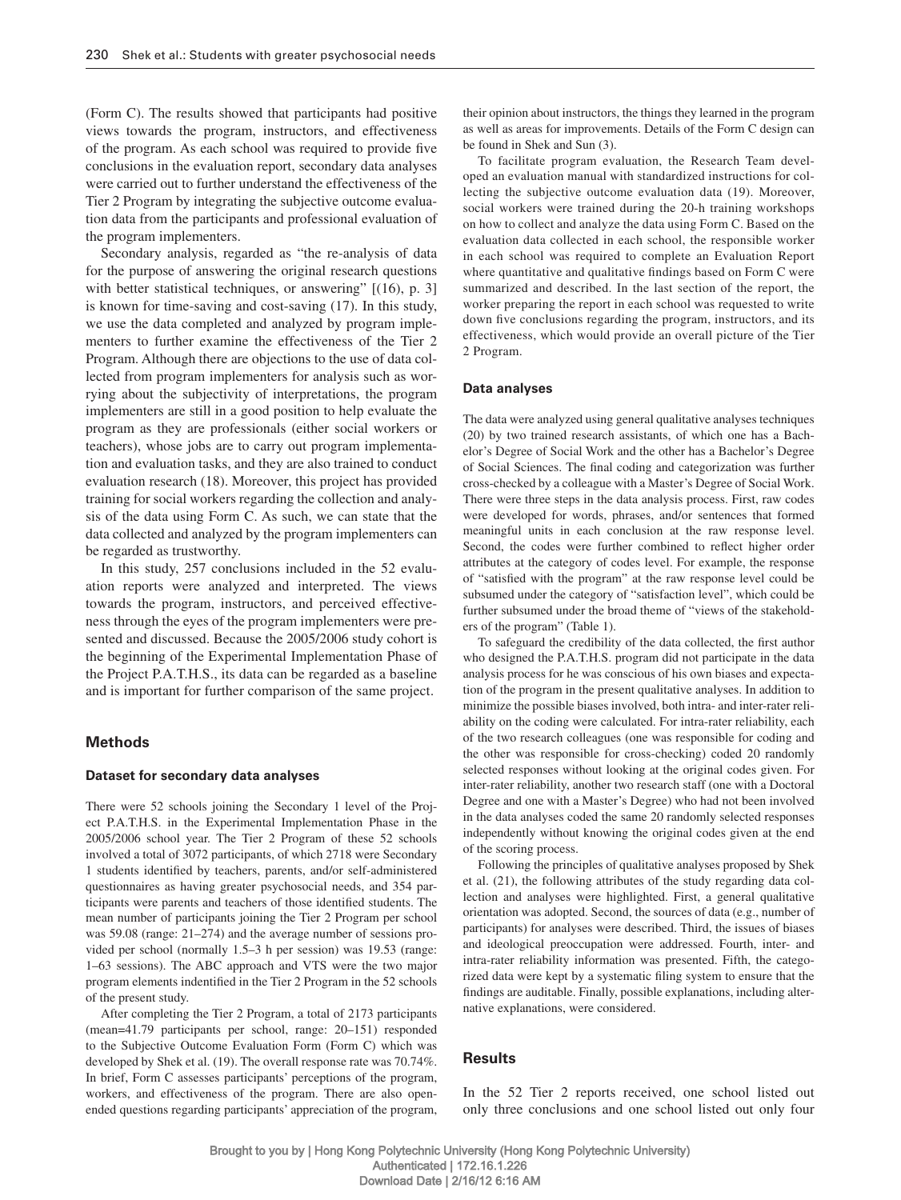(Form C). The results showed that participants had positive views towards the program, instructors, and effectiveness of the program. As each school was required to provide five conclusions in the evaluation report, secondary data analyses were carried out to further understand the effectiveness of the Tier 2 Program by integrating the subjective outcome evaluation data from the participants and professional evaluation of the program implementers.

Secondary analysis, regarded as "the re-analysis of data for the purpose of answering the original research questions with better statistical techniques, or answering" [(16), p. 3] is known for time-saving and cost-saving (17). In this study, we use the data completed and analyzed by program implementers to further examine the effectiveness of the Tier 2 Program. Although there are objections to the use of data collected from program implementers for analysis such as worrying about the subjectivity of interpretations, the program implementers are still in a good position to help evaluate the program as they are professionals (either social workers or teachers), whose jobs are to carry out program implementation and evaluation tasks, and they are also trained to conduct evaluation research (18). Moreover, this project has provided training for social workers regarding the collection and analysis of the data using Form C. As such, we can state that the data collected and analyzed by the program implementers can be regarded as trustworthy.

In this study, 257 conclusions included in the 52 evaluation reports were analyzed and interpreted. The views towards the program, instructors, and perceived effectiveness through the eyes of the program implementers were presented and discussed. Because the 2005/2006 study cohort is the beginning of the Experimental Implementation Phase of the Project P.A.T.H.S., its data can be regarded as a baseline and is important for further comparison of the same project.

## Methods

### Dataset for secondary data analyses

There were 52 schools joining the Secondary 1 level of the Project P.A.T.H.S. in the Experimental Implementation Phase in the 2005/2006 school year. The Tier 2 Program of these 52 schools involved a total of 3072 participants, of which 2718 were Secondary 1 students identified by teachers, parents, and/or self-administered questionnaires as having greater psychosocial needs, and 354 participants were parents and teachers of those identified students. The mean number of participants joining the Tier 2 Program per school was 59.08 (range: 21–274) and the average number of sessions provided per school (normally 1.5–3 h per session) was 19.53 (range: 1–63 sessions). The ABC approach and VTS were the two major program elements indentified in the Tier 2 Program in the 52 schools of the present study.

After completing the Tier 2 Program, a total of 2173 participants (mean=41.79 participants per school, range: 20–151) responded to the Subjective Outcome Evaluation Form (Form C) which was developed by Shek et al. (19). The overall response rate was 70.74%. In brief, Form C assesses participants' perceptions of the program, workers, and effectiveness of the program. There are also open-ended questions regarding participants' appreciation of the program, their opinion about instructors, the things they learned in the program as well as areas for improvements. Details of the Form C design can be found in Shek and Sun (3).

To facilitate program evaluation, the Research Team developed an evaluation manual with standardized instructions for collecting the subjective outcome evaluation data (19). Moreover, social workers were trained during the 20-h training workshops on how to collect and analyze the data using Form C. Based on the evaluation data collected in each school, the responsible worker in each school was required to complete an Evaluation Report where quantitative and qualitative findings based on Form C were summarized and described. In the last section of the report, the worker preparing the report in each school was requested to write down five conclusions regarding the program, instructors, and its effectiveness, which would provide an overall picture of the Tier 2 Program.

### Data analyses

The data were analyzed using general qualitative analyses techniques (20) by two trained research assistants, of which one has a Bachelor's Degree of Social Work and the other has a Bachelor's Degree of Social Sciences. The final coding and categorization was further cross-checked by a colleague with a Master's Degree of Social Work. There were three steps in the data analysis process. First, raw codes were developed for words, phrases, and/or sentences that formed meaningful units in each conclusion at the raw response level. Second, the codes were further combined to reflect higher order attributes at the category of codes level. For example, the response of "satisfied with the program" at the raw response level could be subsumed under the category of "satisfaction level", which could be further subsumed under the broad theme of "views of the stakeholders of the program" (Table 1).

To safeguard the credibility of the data collected, the first author who designed the P.A.T.H.S. program did not participate in the data analysis process for he was conscious of his own biases and expectation of the program in the present qualitative analyses. In addition to minimize the possible biases involved, both intra- and inter-rater reliability on the coding were calculated. For intra-rater reliability, each of the two research colleagues (one was responsible for coding and the other was responsible for cross-checking) coded 20 randomly selected responses without looking at the original codes given. For inter-rater reliability, another two research staff (one with a Doctoral Degree and one with a Master's Degree) who had not been involved in the data analyses coded the same 20 randomly selected responses independently without knowing the original codes given at the end of the scoring process.

Following the principles of qualitative analyses proposed by Shek et al. (21), the following attributes of the study regarding data collection and analyses were highlighted. First, a general qualitative orientation was adopted. Second, the sources of data (e.g., number of participants) for analyses were described. Third, the issues of biases and ideological preoccupation were addressed. Fourth, inter- and intra-rater reliability information was presented. Fifth, the categorized data were kept by a systematic filing system to ensure that the findings are auditable. Finally, possible explanations, including alternative explanations, were considered.

## Results

In the 52 Tier 2 reports received, one school listed out only three conclusions and one school listed out only four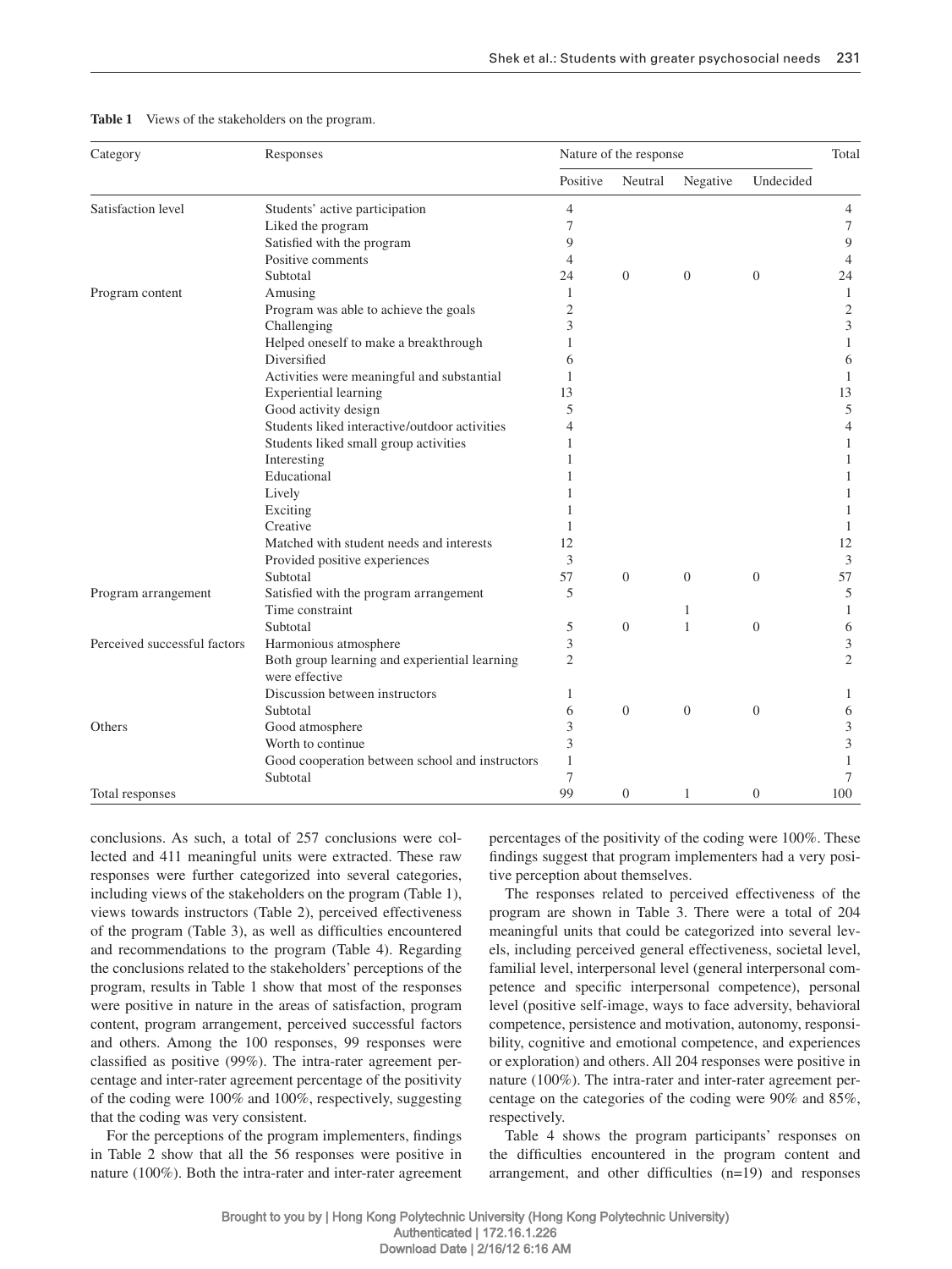**Table 1** Views of the stakeholders on the program.

| Category | Responses | Nature of the response | | | | Total |
|---|---|---|---|---|---|---|
| | | Positive | Neutral | Negative | Undecided | |
| Satisfaction level | Students' active participation | 4 | | | | 4 |
| | Liked the program | 7 | | | | 7 |
| | Satisfied with the program | 9 | | | | 9 |
| | Positive comments | 4 | | | | 4 |
| | Subtotal | 24 | 0 | 0 | 0 | 24 |
| Program content | Amusing | 1 | | | | 1 |
| | Program was able to achieve the goals | 2 | | | | 2 |
| | Challenging | 3 | | | | 3 |
| | Helped oneself to make a breakthrough | 1 | | | | 1 |
| | Diversified | 6 | | | | 6 |
| | Activities were meaningful and substantial | 1 | | | | 1 |
| | Experiential learning | 13 | | | | 13 |
| | Good activity design | 5 | | | | 5 |
| | Students liked interactive/outdoor activities | 4 | | | | 4 |
| | Students liked small group activities | 1 | | | | 1 |
| | Interesting | 1 | | | | 1 |
| | Educational | 1 | | | | 1 |
| | Lively | 1 | | | | 1 |
| | Exciting | 1 | | | | 1 |
| | Creative | 1 | | | | 1 |
| | Matched with student needs and interests | 12 | | | | 12 |
| | Provided positive experiences | 3 | | | | 3 |
| | Subtotal | 57 | 0 | 0 | 0 | 57 |
| Program arrangement | Satisfied with the program arrangement | 5 | | | | 5 |
| | Time constraint | | | 1 | | 1 |
| | Subtotal | 5 | 0 | 1 | 0 | 6 |
| Perceived successful factors | Harmonious atmosphere | 3 | | | | 3 |
| | Both group learning and experiential learning were effective | 2 | | | | 2 |
| | Discussion between instructors | 1 | | | | 1 |
| | Subtotal | 6 | 0 | 0 | 0 | 6 |
| Others | Good atmosphere | 3 | | | | 3 |
| | Worth to continue | 3 | | | | 3 |
| | Good cooperation between school and instructors | 1 | | | | 1 |
| | Subtotal | 7 | | | | 7 |
| Total responses | | 99 | 0 | 1 | 0 | 100 |

conclusions. As such, a total of 257 conclusions were collected and 411 meaningful units were extracted. These raw responses were further categorized into several categories, including views of the stakeholders on the program (Table 1), views towards instructors (Table 2), perceived effectiveness of the program (Table 3), as well as difficulties encountered and recommendations to the program (Table 4). Regarding the conclusions related to the stakeholders' perceptions of the program, results in Table 1 show that most of the responses were positive in nature in the areas of satisfaction, program content, program arrangement, perceived successful factors and others. Among the 100 responses, 99 responses were classified as positive (99%). The intra-rater agreement percentage and inter-rater agreement percentage of the positivity of the coding were 100% and 100%, respectively, suggesting that the coding was very consistent.

For the perceptions of the program implementers, findings in Table 2 show that all the 56 responses were positive in nature (100%). Both the intra-rater and inter-rater agreement percentages of the positivity of the coding were 100%. These findings suggest that program implementers had a very positive perception about themselves.

The responses related to perceived effectiveness of the program are shown in Table 3. There were a total of 204 meaningful units that could be categorized into several levels, including perceived general effectiveness, societal level, familial level, interpersonal level (general interpersonal competence and specific interpersonal competence), personal level (positive self-image, ways to face adversity, behavioral competence, persistence and motivation, autonomy, responsibility, cognitive and emotional competence, and experiences or exploration) and others. All 204 responses were positive in nature (100%). The intra-rater and inter-rater agreement percentage on the categories of the coding were 90% and 85%, respectively.

Table 4 shows the program participants' responses on the difficulties encountered in the program content and arrangement, and other difficulties (n=19) and responses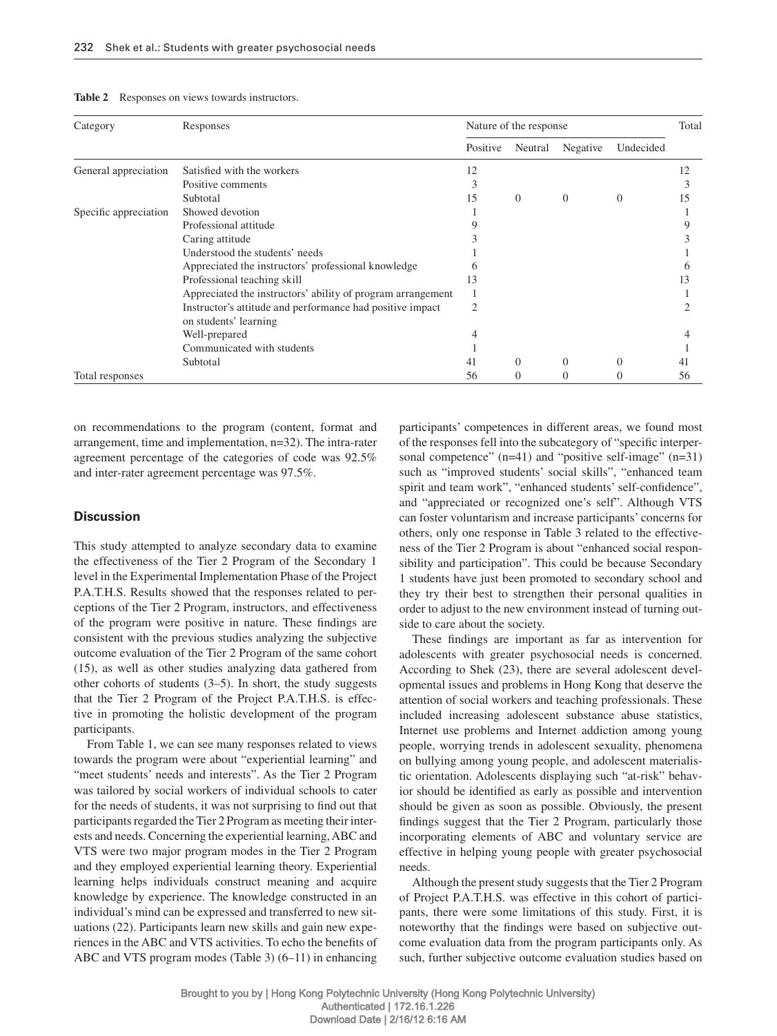**Table 2** Responses on views towards instructors.

| Category | Responses | Nature of the response | | | | Total |
|---|---|---|---|---|---|---|
| | | Positive | Neutral | Negative | Undecided | |
| General appreciation | Satisfied with the workers | 12 | | | | 12 |
| | Positive comments | 3 | | | | 3 |
| | Subtotal | 15 | 0 | 0 | 0 | 15 |
| Specific appreciation | Showed devotion | 1 | | | | 1 |
| | Professional attitude | 9 | | | | 9 |
| | Caring attitude | 3 | | | | 3 |
| | Understood the students' needs | 1 | | | | 1 |
| | Appreciated the instructors' professional knowledge | 6 | | | | 6 |
| | Professional teaching skill | 13 | | | | 13 |
| | Appreciated the instructors' ability of program arrangement | 1 | | | | 1 |
| | Instructor's attitude and performance had positive impact on students' learning | 2 | | | | 2 |
| | Well-prepared | 4 | | | | 4 |
| | Communicated with students | 1 | | | | 1 |
| | Subtotal | 41 | 0 | 0 | 0 | 41 |
| Total responses | | 56 | 0 | 0 | 0 | 56 |

on recommendations to the program (content, format and arrangement, time and implementation, n=32). The intra-rater agreement percentage of the categories of code was 92.5% and inter-rater agreement percentage was 97.5%.

## Discussion

This study attempted to analyze secondary data to examine the effectiveness of the Tier 2 Program of the Secondary 1 level in the Experimental Implementation Phase of the Project P.A.T.H.S. Results showed that the responses related to perceptions of the Tier 2 Program, instructors, and effectiveness of the program were positive in nature. These findings are consistent with the previous studies analyzing the subjective outcome evaluation of the Tier 2 Program of the same cohort (15), as well as other studies analyzing data gathered from other cohorts of students (3–5). In short, the study suggests that the Tier 2 Program of the Project P.A.T.H.S. is effective in promoting the holistic development of the program participants.

From Table 1, we can see many responses related to views towards the program were about "experiential learning" and "meet students' needs and interests". As the Tier 2 Program was tailored by social workers of individual schools to cater for the needs of students, it was not surprising to find out that participants regarded the Tier 2 Program as meeting their interests and needs. Concerning the experiential learning, ABC and VTS were two major program modes in the Tier 2 Program and they employed experiential learning theory. Experiential learning helps individuals construct meaning and acquire knowledge by experience. The knowledge constructed in an individual's mind can be expressed and transferred to new situations (22). Participants learn new skills and gain new experiences in the ABC and VTS activities. To echo the benefits of ABC and VTS program modes (Table 3) (6–11) in enhancing participants' competences in different areas, we found most of the responses fell into the subcategory of "specific interpersonal competence" (n=41) and "positive self-image" (n=31) such as "improved students' social skills", "enhanced team spirit and team work", "enhanced students' self-confidence", and "appreciated or recognized one's self". Although VTS can foster voluntarism and increase participants' concerns for others, only one response in Table 3 related to the effectiveness of the Tier 2 Program is about "enhanced social responsibility and participation". This could be because Secondary 1 students have just been promoted to secondary school and they try their best to strengthen their personal qualities in order to adjust to the new environment instead of turning outside to care about the society.

These findings are important as far as intervention for adolescents with greater psychosocial needs is concerned. According to Shek (23), there are several adolescent developmental issues and problems in Hong Kong that deserve the attention of social workers and teaching professionals. These included increasing adolescent substance abuse statistics, Internet use problems and Internet addiction among young people, worrying trends in adolescent sexuality, phenomena on bullying among young people, and adolescent materialistic orientation. Adolescents displaying such "at-risk" behavior should be identified as early as possible and intervention should be given as soon as possible. Obviously, the present findings suggest that the Tier 2 Program, particularly those incorporating elements of ABC and voluntary service are effective in helping young people with greater psychosocial needs.

Although the present study suggests that the Tier 2 Program of Project P.A.T.H.S. was effective in this cohort of participants, there were some limitations of this study. First, it is noteworthy that the findings were based on subjective outcome evaluation data from the program participants only. As such, further subjective outcome evaluation studies based on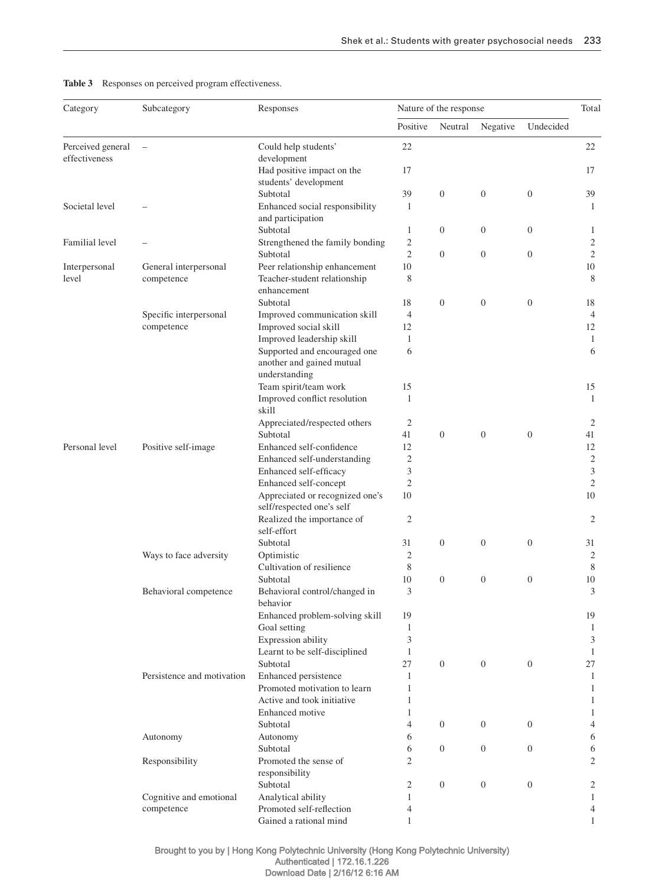**Table 3** Responses on perceived program effectiveness.

| Category | Subcategory | Responses | Nature of the response | | | | Total |
|---|---|---|---|---|---|---|---|
| | | | Positive | Neutral | Negative | Undecided | |
| Perceived general effectiveness | – | Could help students' development | 22 | | | | 22 |
| | | Had positive impact on the students' development | 17 | | | | 17 |
| | | Subtotal | 39 | 0 | 0 | 0 | 39 |
| Societal level | – | Enhanced social responsibility and participation | 1 | | | | 1 |
| | | Subtotal | 1 | 0 | 0 | 0 | 1 |
| Familial level | – | Strengthened the family bonding | 2 | | | | 2 |
| | | Subtotal | 2 | 0 | 0 | 0 | 2 |
| Interpersonal level | General interpersonal competence | Peer relationship enhancement | 10 | | | | 10 |
| | | Teacher-student relationship enhancement | 8 | | | | 8 |
| | | Subtotal | 18 | 0 | 0 | 0 | 18 |
| | Specific interpersonal competence | Improved communication skill | 4 | | | | 4 |
| | | Improved social skill | 12 | | | | 12 |
| | | Improved leadership skill | 1 | | | | 1 |
| | | Supported and encouraged one another and gained mutual understanding | 6 | | | | 6 |
| | | Team spirit/team work | 15 | | | | 15 |
| | | Improved conflict resolution skill | 1 | | | | 1 |
| | | Appreciated/respected others | 2 | | | | 2 |
| | | Subtotal | 41 | 0 | 0 | 0 | 41 |
| Personal level | Positive self-image | Enhanced self-confidence | 12 | | | | 12 |
| | | Enhanced self-understanding | 2 | | | | 2 |
| | | Enhanced self-efficacy | 3 | | | | 3 |
| | | Enhanced self-concept | 2 | | | | 2 |
| | | Appreciated or recognized one's self/respected one's self | 10 | | | | 10 |
| | | Realized the importance of self-effort | 2 | | | | 2 |
| | | Subtotal | 31 | 0 | 0 | 0 | 31 |
| | Ways to face adversity | Optimistic | 2 | | | | 2 |
| | | Cultivation of resilience | 8 | | | | 8 |
| | | Subtotal | 10 | 0 | 0 | 0 | 10 |
| | Behavioral competence | Behavioral control/changed in behavior | 3 | | | | 3 |
| | | Enhanced problem-solving skill | 19 | | | | 19 |
| | | Goal setting | 1 | | | | 1 |
| | | Expression ability | 3 | | | | 3 |
| | | Learnt to be self-disciplined | 1 | | | | 1 |
| | | Subtotal | 27 | 0 | 0 | 0 | 27 |
| | Persistence and motivation | Enhanced persistence | 1 | | | | 1 |
| | | Promoted motivation to learn | 1 | | | | 1 |
| | | Active and took initiative | 1 | | | | 1 |
| | | Enhanced motive | 1 | | | | 1 |
| | | Subtotal | 4 | 0 | 0 | 0 | 4 |
| | Autonomy | Autonomy | 6 | | | | 6 |
| | | Subtotal | 6 | 0 | 0 | 0 | 6 |
| | Responsibility | Promoted the sense of responsibility | 2 | | | | 2 |
| | | Subtotal | 2 | 0 | 0 | 0 | 2 |
| | Cognitive and emotional competence | Analytical ability | 1 | | | | 1 |
| | | Promoted self-reflection | 4 | | | | 4 |
| | | Gained a rational mind | 1 | | | | 1 |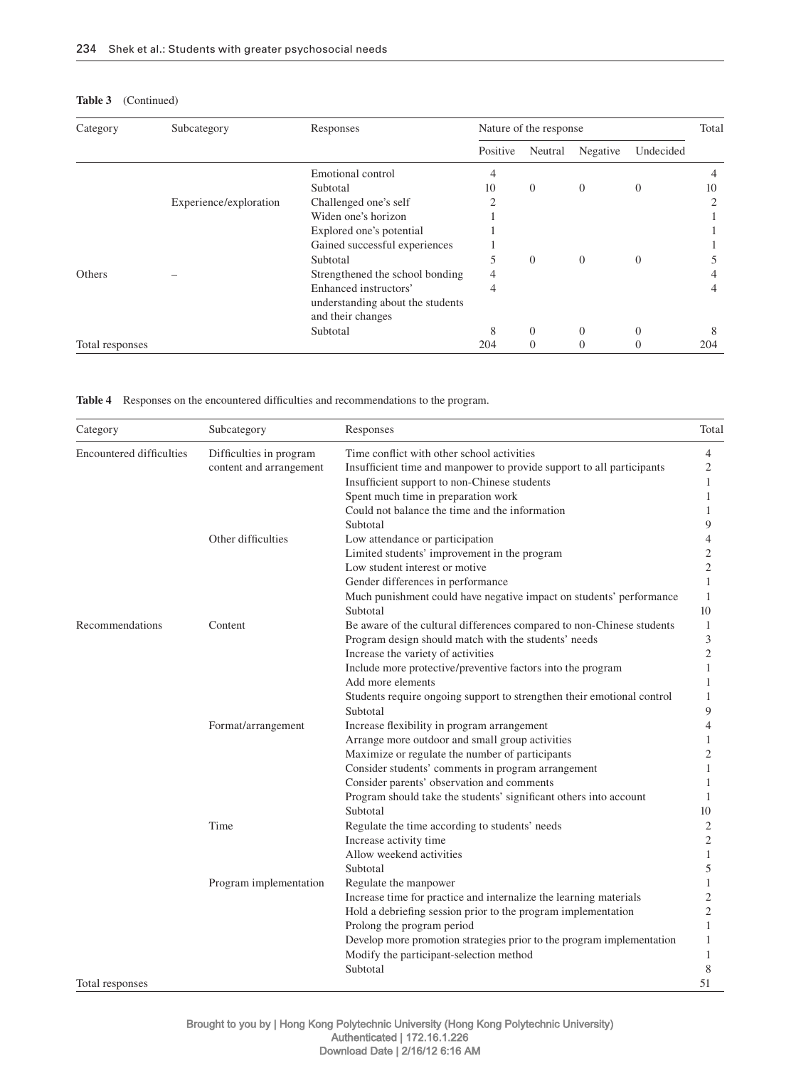**Table 3** (Continued)

| Category | Subcategory | Responses | Nature of the response | | | | Total |
|---|---|---|---|---|---|---|---|
| | | | Positive | Neutral | Negative | Undecided | |
| | | Emotional control | 4 | | | | 4 |
| | | Subtotal | 10 | 0 | 0 | 0 | 10 |
| | Experience/exploration | Challenged one's self | 2 | | | | 2 |
| | | Widen one's horizon | 1 | | | | 1 |
| | | Explored one's potential | 1 | | | | 1 |
| | | Gained successful experiences | 1 | | | | 1 |
| | | Subtotal | 5 | 0 | 0 | 0 | 5 |
| Others | – | Strengthened the school bonding | 4 | | | | 4 |
| | | Enhanced instructors' understanding about the students and their changes | 4 | | | | 4 |
| | | Subtotal | 8 | 0 | 0 | 0 | 8 |
| Total responses | | | 204 | 0 | 0 | 0 | 204 |

**Table 4** Responses on the encountered difficulties and recommendations to the program.

| Category | Subcategory | Responses | Total |
|---|---|---|---|
| Encountered difficulties | Difficulties in program content and arrangement | Time conflict with other school activities | 4 |
| | | Insufficient time and manpower to provide support to all participants | 2 |
| | | Insufficient support to non-Chinese students | 1 |
| | | Spent much time in preparation work | 1 |
| | | Could not balance the time and the information | 1 |
| | | Subtotal | 9 |
| | Other difficulties | Low attendance or participation | 4 |
| | | Limited students' improvement in the program | 2 |
| | | Low student interest or motive | 2 |
| | | Gender differences in performance | 1 |
| | | Much punishment could have negative impact on students' performance | 1 |
| | | Subtotal | 10 |
| Recommendations | Content | Be aware of the cultural differences compared to non-Chinese students | 1 |
| | | Program design should match with the students' needs | 3 |
| | | Increase the variety of activities | 2 |
| | | Include more protective/preventive factors into the program | 1 |
| | | Add more elements | 1 |
| | | Students require ongoing support to strengthen their emotional control | 1 |
| | | Subtotal | 9 |
| | Format/arrangement | Increase flexibility in program arrangement | 4 |
| | | Arrange more outdoor and small group activities | 1 |
| | | Maximize or regulate the number of participants | 2 |
| | | Consider students' comments in program arrangement | 1 |
| | | Consider parents' observation and comments | 1 |
| | | Program should take the students' significant others into account | 1 |
| | | Subtotal | 10 |
| | Time | Regulate the time according to students' needs | 2 |
| | | Increase activity time | 2 |
| | | Allow weekend activities | 1 |
| | | Subtotal | 5 |
| | Program implementation | Regulate the manpower | 1 |
| | | Increase time for practice and internalize the learning materials | 2 |
| | | Hold a debriefing session prior to the program implementation | 2 |
| | | Prolong the program period | 1 |
| | | Develop more promotion strategies prior to the program implementation | 1 |
| | | Modify the participant-selection method | 1 |
| | | Subtotal | 8 |
| Total responses | | | 51 |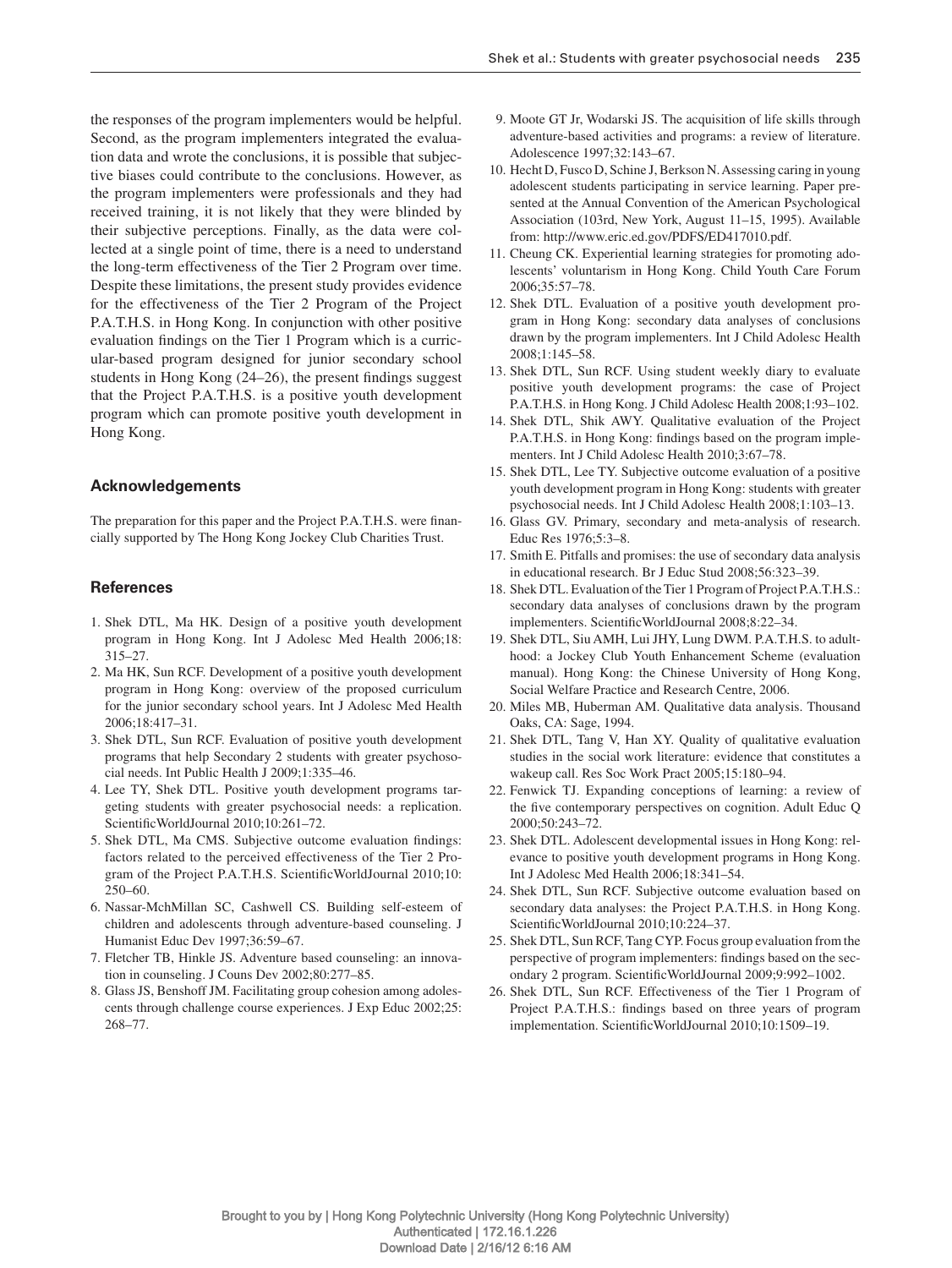the responses of the program implementers would be helpful. Second, as the program implementers integrated the evaluation data and wrote the conclusions, it is possible that subjective biases could contribute to the conclusions. However, as the program implementers were professionals and they had received training, it is not likely that they were blinded by their subjective perceptions. Finally, as the data were collected at a single point of time, there is a need to understand the long-term effectiveness of the Tier 2 Program over time. Despite these limitations, the present study provides evidence for the effectiveness of the Tier 2 Program of the Project P.A.T.H.S. in Hong Kong. In conjunction with other positive evaluation findings on the Tier 1 Program which is a curricular-based program designed for junior secondary school students in Hong Kong (24–26), the present findings suggest that the Project P.A.T.H.S. is a positive youth development program which can promote positive youth development in Hong Kong.

## Acknowledgements

The preparation for this paper and the Project P.A.T.H.S. were financially supported by The Hong Kong Jockey Club Charities Trust.

## References

1. Shek DTL, Ma HK. Design of a positive youth development program in Hong Kong. Int J Adolesc Med Health 2006;18:315–27.
2. Ma HK, Sun RCF. Development of a positive youth development program in Hong Kong: overview of the proposed curriculum for the junior secondary school years. Int J Adolesc Med Health 2006;18:417–31.
3. Shek DTL, Sun RCF. Evaluation of positive youth development programs that help Secondary 2 students with greater psychosocial needs. Int Public Health J 2009;1:335–46.
4. Lee TY, Shek DTL. Positive youth development programs targeting students with greater psychosocial needs: a replication. ScientificWorldJournal 2010;10:261–72.
5. Shek DTL, Ma CMS. Subjective outcome evaluation findings: factors related to the perceived effectiveness of the Tier 2 Program of the Project P.A.T.H.S. ScientificWorldJournal 2010;10:250–60.
6. Nassar-McMillan SC, Cashwell CS. Building self-esteem of children and adolescents through adventure-based counseling. J Humanist Educ Dev 1997;36:59–67.
7. Fletcher TB, Hinkle JS. Adventure based counseling: an innovation in counseling. J Couns Dev 2002;80:277–85.
8. Glass JS, Benshoff JM. Facilitating group cohesion among adolescents through challenge course experiences. J Exp Educ 2002;25:268–77.
9. Moote GT Jr, Wodarski JS. The acquisition of life skills through adventure-based activities and programs: a review of literature. Adolescence 1997;32:143–67.
10. Hecht D, Fusco D, Schine J, Berkson N. Assessing caring in young adolescent students participating in service learning. Paper presented at the Annual Convention of the American Psychological Association (103rd, New York, August 11–15, 1995). Available from: http://www.eric.ed.gov/PDFS/ED417010.pdf.
11. Cheung CK. Experiential learning strategies for promoting adolescents' voluntarism in Hong Kong. Child Youth Care Forum 2006;35:57–78.
12. Shek DTL. Evaluation of a positive youth development program in Hong Kong: secondary data analyses of conclusions drawn by the program implementers. Int J Child Adolesc Health 2008;1:145–58.
13. Shek DTL, Sun RCF. Using student weekly diary to evaluate positive youth development programs: the case of Project P.A.T.H.S. in Hong Kong. J Child Adolesc Health 2008;1:93–102.
14. Shek DTL, Shik AWY. Qualitative evaluation of the Project P.A.T.H.S. in Hong Kong: findings based on the program implementers. Int J Child Adolesc Health 2010;3:67–78.
15. Shek DTL, Lee TY. Subjective outcome evaluation of a positive youth development program in Hong Kong: students with greater psychosocial needs. Int J Child Adolesc Health 2008;1:103–13.
16. Glass GV. Primary, secondary and meta-analysis of research. Educ Res 1976;5:3–8.
17. Smith E. Pitfalls and promises: the use of secondary data analysis in educational research. Br J Educ Stud 2008;56:323–39.
18. Shek DTL. Evaluation of the Tier 1 Program of Project P.A.T.H.S.: secondary data analyses of conclusions drawn by the program implementers. ScientificWorldJournal 2008;8:22–34.
19. Shek DTL, Siu AMH, Lui JHY, Lung DWM. P.A.T.H.S. to adulthood: a Jockey Club Youth Enhancement Scheme (evaluation manual). Hong Kong: the Chinese University of Hong Kong, Social Welfare Practice and Research Centre, 2006.
20. Miles MB, Huberman AM. Qualitative data analysis. Thousand Oaks, CA: Sage, 1994.
21. Shek DTL, Tang V, Han XY. Quality of qualitative evaluation studies in the social work literature: evidence that constitutes a wakeup call. Res Soc Work Pract 2005;15:180–94.
22. Fenwick TJ. Expanding conceptions of learning: a review of the five contemporary perspectives on cognition. Adult Educ Q 2000;50:243–72.
23. Shek DTL. Adolescent developmental issues in Hong Kong: relevance to positive youth development programs in Hong Kong. Int J Adolesc Med Health 2006;18:341–54.
24. Shek DTL, Sun RCF. Subjective outcome evaluation based on secondary data analyses: the Project P.A.T.H.S. in Hong Kong. ScientificWorldJournal 2010;10:224–37.
25. Shek DTL, Sun RCF, Tang CYP. Focus group evaluation from the perspective of program implementers: findings based on the secondary 2 program. ScientificWorldJournal 2009;9:992–1002.
26. Shek DTL, Sun RCF. Effectiveness of the Tier 1 Program of Project P.A.T.H.S.: findings based on three years of program implementation. ScientificWorldJournal 2010;10:1509–19.